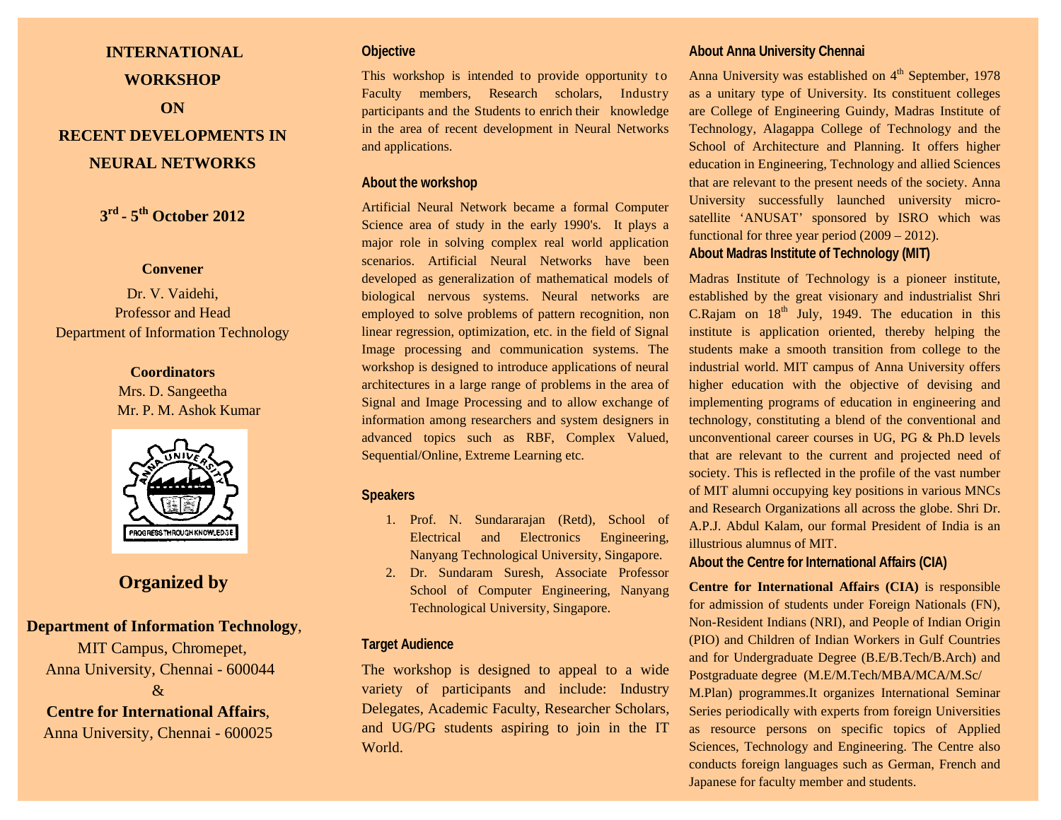# INTERNATIONAL WORKSHOP ON RECENT DEVELOPMENTS IN NEURAL NETWORKS

**3rd - 5th October 2012**

**Convener**

Dr. V. Vaidehi,
Professor and Head
Department of Information Technology

**Coordinators**

Mrs. D. Sangeetha
Mr. P. M. Ashok Kumar

## Organized by

**Department of Information Technology**,
MIT Campus, Chromepet,
Anna University, Chennai - 600044
&
**Centre for International Affairs**,
Anna University, Chennai - 600025

### Objective

This workshop is intended to provide opportunity to Faculty members, Research scholars, Industry participants and the Students to enrich their knowledge in the area of recent development in Neural Networks and applications.

### About the workshop

Artificial Neural Network became a formal Computer Science area of study in the early 1990's. It plays a major role in solving complex real world application scenarios. Artificial Neural Networks have been developed as generalization of mathematical models of biological nervous systems. Neural networks are employed to solve problems of pattern recognition, non linear regression, optimization, etc. in the field of Signal Image processing and communication systems. The workshop is designed to introduce applications of neural architectures in a large range of problems in the area of Signal and Image Processing and to allow exchange of information among researchers and system designers in advanced topics such as RBF, Complex Valued, Sequential/Online, Extreme Learning etc.

### Speakers

1. Prof. N. Sundararajan (Retd), School of Electrical and Electronics Engineering, Nanyang Technological University, Singapore.
2. Dr. Sundaram Suresh, Associate Professor School of Computer Engineering, Nanyang Technological University, Singapore.

### Target Audience

The workshop is designed to appeal to a wide variety of participants and include: Industry Delegates, Academic Faculty, Researcher Scholars, and UG/PG students aspiring to join in the IT World.

### About Anna University Chennai

Anna University was established on 4th September, 1978 as a unitary type of University. Its constituent colleges are College of Engineering Guindy, Madras Institute of Technology, Alagappa College of Technology and the School of Architecture and Planning. It offers higher education in Engineering, Technology and allied Sciences that are relevant to the present needs of the society. Anna University successfully launched university micro-satellite 'ANUSAT' sponsored by ISRO which was functional for three year period (2009 – 2012).

### About Madras Institute of Technology (MIT)

Madras Institute of Technology is a pioneer institute, established by the great visionary and industrialist Shri C.Rajam on 18th July, 1949. The education in this institute is application oriented, thereby helping the students make a smooth transition from college to the industrial world. MIT campus of Anna University offers higher education with the objective of devising and implementing programs of education in engineering and technology, constituting a blend of the conventional and unconventional career courses in UG, PG & Ph.D levels that are relevant to the current and projected need of society. This is reflected in the profile of the vast number of MIT alumni occupying key positions in various MNCs and Research Organizations all across the globe. Shri Dr. A.P.J. Abdul Kalam, our formal President of India is an illustrious alumnus of MIT.

### About the Centre for International Affairs (CIA)

**Centre for International Affairs (CIA)** is responsible for admission of students under Foreign Nationals (FN), Non-Resident Indians (NRI), and People of Indian Origin (PIO) and Children of Indian Workers in Gulf Countries and for Undergraduate Degree (B.E/B.Tech/B.Arch) and Postgraduate degree (M.E/M.Tech/MBA/MCA/M.Sc/M.Plan) programmes.It organizes International Seminar Series periodically with experts from foreign Universities as resource persons on specific topics of Applied Sciences, Technology and Engineering. The Centre also conducts foreign languages such as German, French and Japanese for faculty member and students.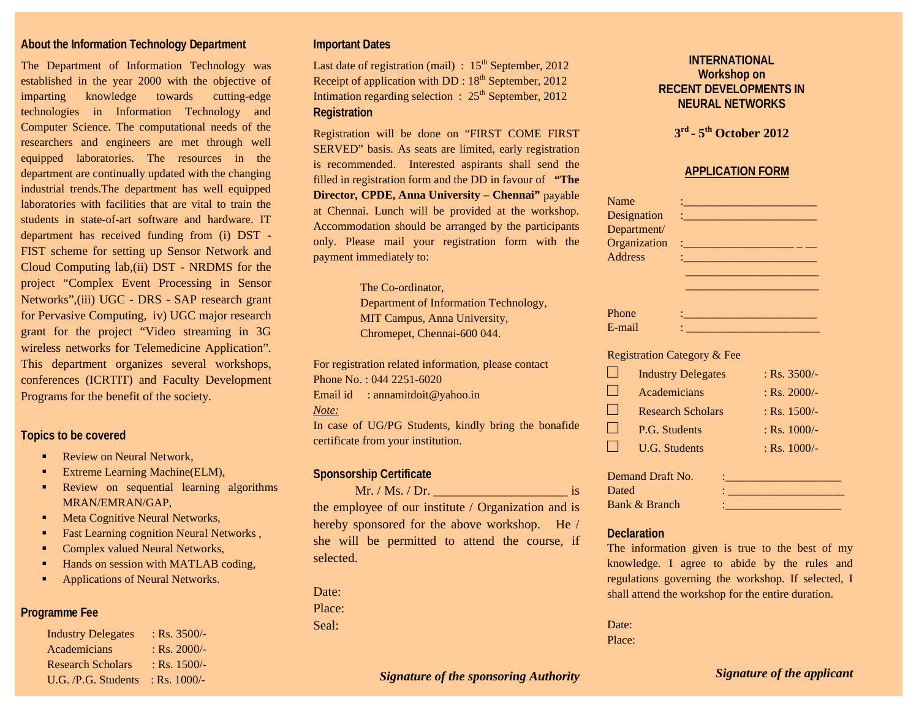## About the Information Technology Department

The Department of Information Technology was established in the year 2000 with the objective of imparting knowledge towards cutting-edge technologies in Information Technology and Computer Science. The computational needs of the researchers and engineers are met through well equipped laboratories. The resources in the department are continually updated with the changing industrial trends.The department has well equipped laboratories with facilities that are vital to train the students in state-of-art software and hardware. IT department has received funding from (i) DST - FIST scheme for setting up Sensor Network and Cloud Computing lab,(ii) DST - NRDMS for the project "Complex Event Processing in Sensor Networks",(iii) UGC - DRS - SAP research grant for Pervasive Computing, iv) UGC major research grant for the project "Video streaming in 3G wireless networks for Telemedicine Application". This department organizes several workshops, conferences (ICRTIT) and Faculty Development Programs for the benefit of the society.

## Topics to be covered

- Review on Neural Network,
- Extreme Learning Machine(ELM),
- Review on sequential learning algorithms MRAN/EMRAN/GAP,
- Meta Cognitive Neural Networks,
- Fast Learning cognition Neural Networks ,
- Complex valued Neural Networks,
- Hands on session with MATLAB coding,
- Applications of Neural Networks.

## Programme Fee

| | |
|---|---|
| Industry Delegates | : Rs. 3500/- |
| Academicians | : Rs. 2000/- |
| Research Scholars | : Rs. 1500/- |
| U.G. /P.G. Students | : Rs. 1000/- |

## Important Dates

Last date of registration (mail) : 15th September, 2012
Receipt of application with DD : 18th September, 2012
Intimation regarding selection : 25th September, 2012

## Registration

Registration will be done on "FIRST COME FIRST SERVED" basis. As seats are limited, early registration is recommended. Interested aspirants shall send the filled in registration form and the DD in favour of **"The Director, CPDE, Anna University – Chennai"** payable at Chennai. Lunch will be provided at the workshop. Accommodation should be arranged by the participants only. Please mail your registration form with the payment immediately to:

The Co-ordinator,
Department of Information Technology,
MIT Campus, Anna University,
Chromepet, Chennai-600 044.

For registration related information, please contact
Phone No. : 044 2251-6020
Email id : annamitdoit@yahoo.in

*Note:*
In case of UG/PG Students, kindly bring the bonafide certificate from your institution.

## Sponsorship Certificate

Mr. / Ms. / Dr. _____________________ is the employee of our institute / Organization and is hereby sponsored for the above workshop. He / she will be permitted to attend the course, if selected.

Date:
Place:
Seal:

***Signature of the sponsoring Authority***

# INTERNATIONAL Workshop on RECENT DEVELOPMENTS IN NEURAL NETWORKS

**3rd - 5th October 2012**

## APPLICATION FORM

Name :_______________________
Designation :_______________________
Department/ Organization :_______________________
Address :_______________________
_______________________
_______________________

Phone :_______________________
E-mail : _______________________

Registration Category & Fee

| | | |
|---|---|---|
| ☐ | Industry Delegates | : Rs. 3500/- |
| ☐ | Academicians | : Rs. 2000/- |
| ☐ | Research Scholars | : Rs. 1500/- |
| ☐ | P.G. Students | : Rs. 1000/- |
| ☐ | U.G. Students | : Rs. 1000/- |

Demand Draft No. :___________________
Dated : ___________________
Bank & Branch :___________________

## Declaration

The information given is true to the best of my knowledge. I agree to abide by the rules and regulations governing the workshop. If selected, I shall attend the workshop for the entire duration.

Date:
Place:

***Signature of the applicant***